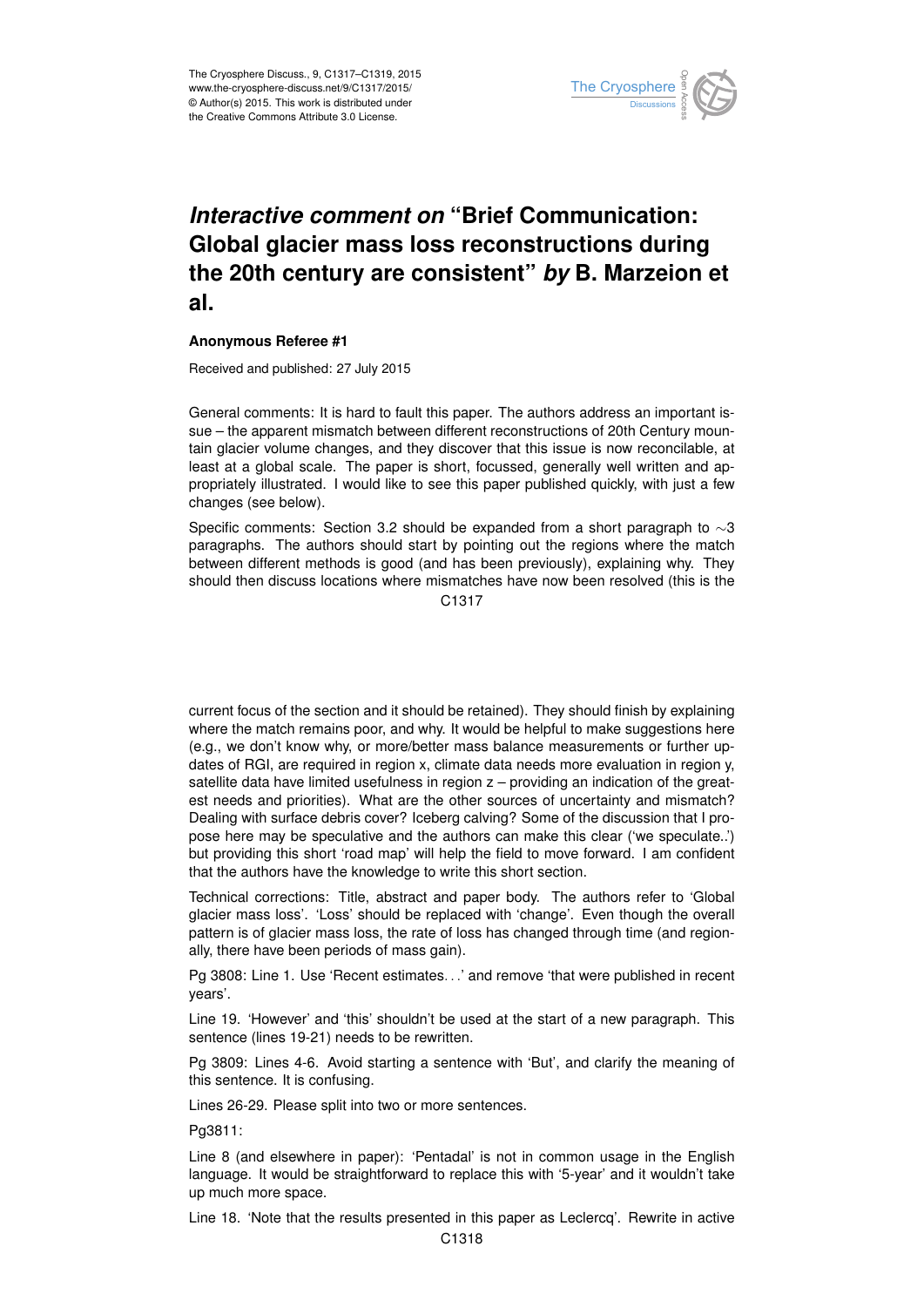# *Interactive comment on* "Brief Communication: Global glacier mass loss reconstructions during the 20th century are consistent" *by* B. Marzeion et al.

**Anonymous Referee #1**

Received and published: 27 July 2015

General comments: It is hard to fault this paper. The authors address an important issue – the apparent mismatch between different reconstructions of 20th Century mountain glacier volume changes, and they discover that this issue is now reconcilable, at least at a global scale. The paper is short, focussed, generally well written and appropriately illustrated. I would like to see this paper published quickly, with just a few changes (see below).

Specific comments: Section 3.2 should be expanded from a short paragraph to ∼3 paragraphs. The authors should start by pointing out the regions where the match between different methods is good (and has been previously), explaining why. They should then discuss locations where mismatches have now been resolved (this is the current focus of the section and it should be retained). They should finish by explaining where the match remains poor, and why. It would be helpful to make suggestions here (e.g., we don't know why, or more/better mass balance measurements or further updates of RGI, are required in region x, climate data needs more evaluation in region y, satellite data have limited usefulness in region z – providing an indication of the greatest needs and priorities). What are the other sources of uncertainty and mismatch? Dealing with surface debris cover? Iceberg calving? Some of the discussion that I propose here may be speculative and the authors can make this clear ('we speculate..') but providing this short 'road map' will help the field to move forward. I am confident that the authors have the knowledge to write this short section.

Technical corrections: Title, abstract and paper body. The authors refer to 'Global glacier mass loss'. 'Loss' should be replaced with 'change'. Even though the overall pattern is of glacier mass loss, the rate of loss has changed through time (and regionally, there have been periods of mass gain).

Pg 3808: Line 1. Use 'Recent estimates...' and remove 'that were published in recent years'.

Line 19. 'However' and 'this' shouldn't be used at the start of a new paragraph. This sentence (lines 19-21) needs to be rewritten.

Pg 3809: Lines 4-6. Avoid starting a sentence with 'But', and clarify the meaning of this sentence. It is confusing.

Lines 26-29. Please split into two or more sentences.

Pg3811:

Line 8 (and elsewhere in paper): 'Pentadal' is not in common usage in the English language. It would be straightforward to replace this with '5-year' and it wouldn't take up much more space.

Line 18. 'Note that the results presented in this paper as Leclercq'. Rewrite in active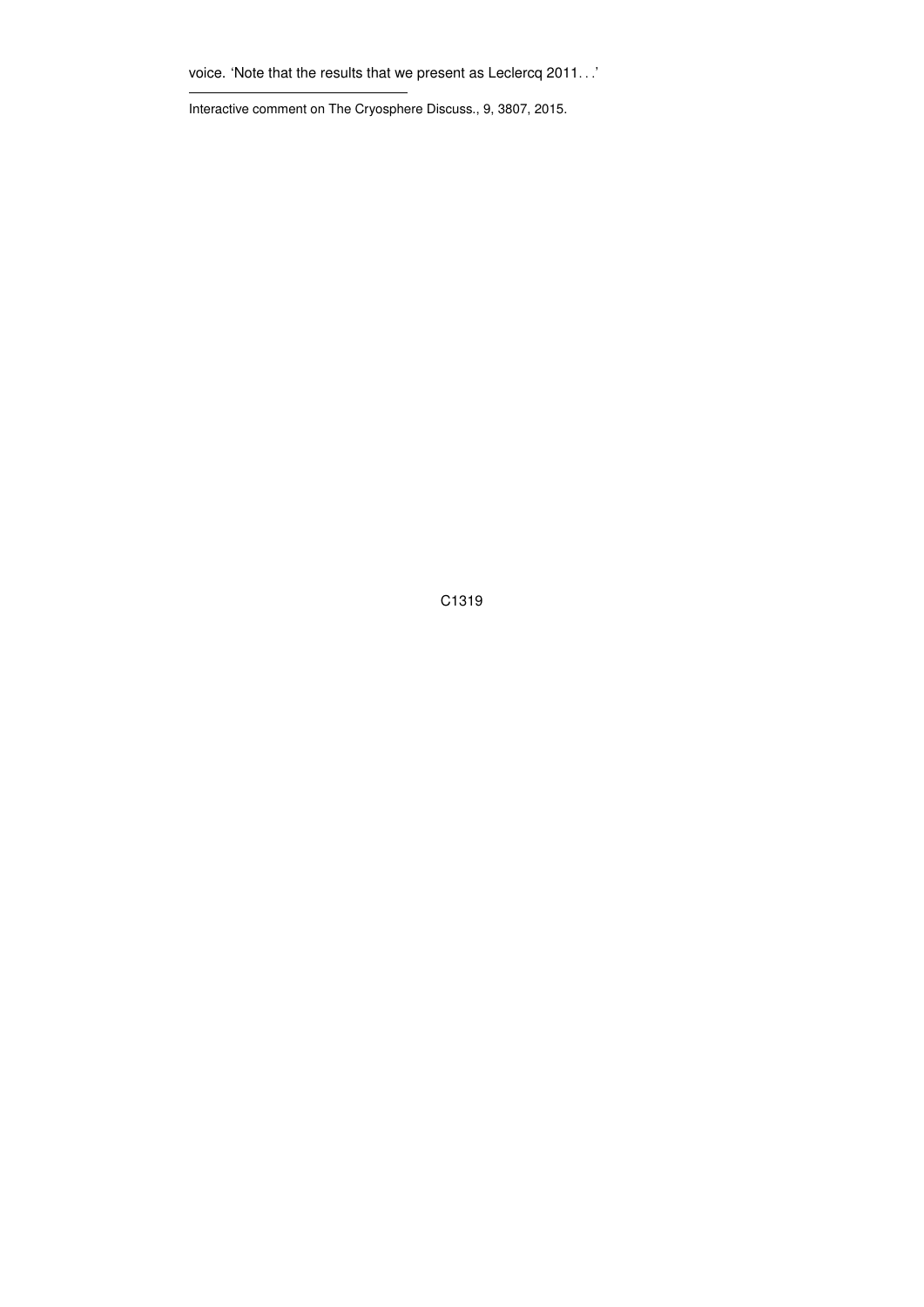voice. 'Note that the results that we present as Leclercq 2011. . .'

---

Interactive comment on The Cryosphere Discuss., 9, 3807, 2015.